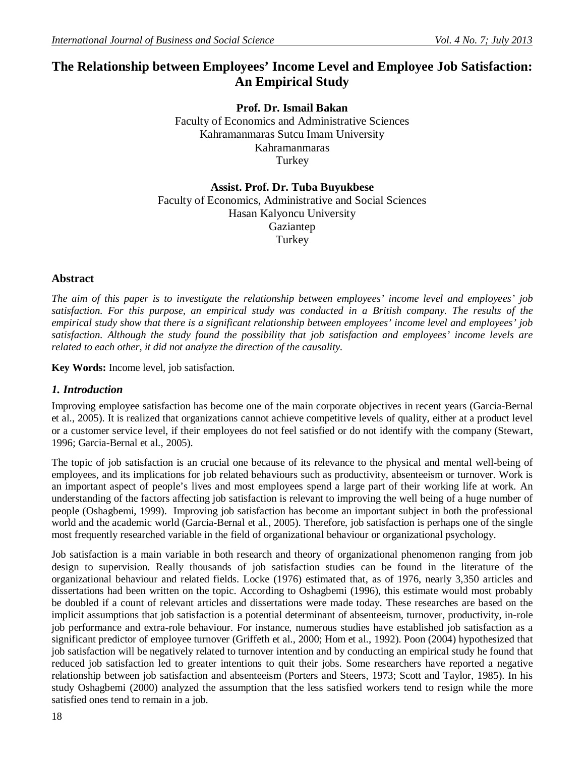# The Relationship between Employees' Income Level and Employee Job Satisfaction: An Empirical Study

**Prof. Dr. Ismail Bakan**
Faculty of Economics and Administrative Sciences
Kahramanmaras Sutcu Imam University
Kahramanmaras
Turkey

**Assist. Prof. Dr. Tuba Buyukbese**
Faculty of Economics, Administrative and Social Sciences
Hasan Kalyoncu University
Gaziantep
Turkey

## Abstract

*The aim of this paper is to investigate the relationship between employees' income level and employees' job satisfaction. For this purpose, an empirical study was conducted in a British company. The results of the empirical study show that there is a significant relationship between employees' income level and employees' job satisfaction. Although the study found the possibility that job satisfaction and employees' income levels are related to each other, it did not analyze the direction of the causality.*

**Key Words:** Income level, job satisfaction.

## 1. Introduction

Improving employee satisfaction has become one of the main corporate objectives in recent years (Garcia-Bernal et al., 2005). It is realized that organizations cannot achieve competitive levels of quality, either at a product level or a customer service level, if their employees do not feel satisfied or do not identify with the company (Stewart, 1996; Garcia-Bernal et al., 2005).

The topic of job satisfaction is an crucial one because of its relevance to the physical and mental well-being of employees, and its implications for job related behaviours such as productivity, absenteeism or turnover. Work is an important aspect of people's lives and most employees spend a large part of their working life at work. An understanding of the factors affecting job satisfaction is relevant to improving the well being of a huge number of people (Oshagbemi, 1999). Improving job satisfaction has become an important subject in both the professional world and the academic world (Garcia-Bernal et al., 2005). Therefore, job satisfaction is perhaps one of the single most frequently researched variable in the field of organizational behaviour or organizational psychology.

Job satisfaction is a main variable in both research and theory of organizational phenomenon ranging from job design to supervision. Really thousands of job satisfaction studies can be found in the literature of the organizational behaviour and related fields. Locke (1976) estimated that, as of 1976, nearly 3,350 articles and dissertations had been written on the topic. According to Oshagbemi (1996), this estimate would most probably be doubled if a count of relevant articles and dissertations were made today. These researches are based on the implicit assumptions that job satisfaction is a potential determinant of absenteeism, turnover, productivity, in-role job performance and extra-role behaviour. For instance, numerous studies have established job satisfaction as a significant predictor of employee turnover (Griffeth et al., 2000; Hom et al., 1992). Poon (2004) hypothesized that job satisfaction will be negatively related to turnover intention and by conducting an empirical study he found that reduced job satisfaction led to greater intentions to quit their jobs. Some researchers have reported a negative relationship between job satisfaction and absenteeism (Porters and Steers, 1973; Scott and Taylor, 1985). In his study Oshagbemi (2000) analyzed the assumption that the less satisfied workers tend to resign while the more satisfied ones tend to remain in a job.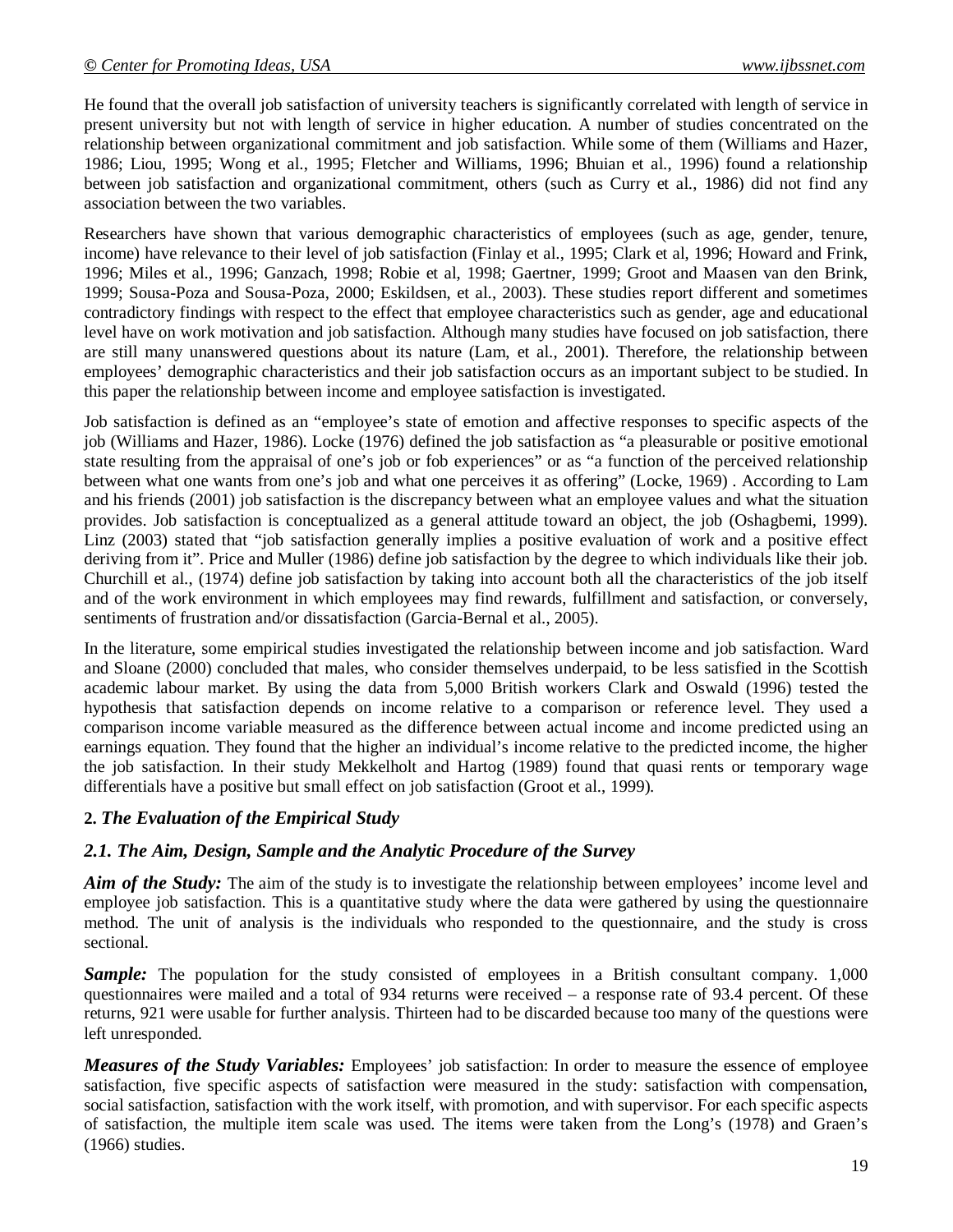He found that the overall job satisfaction of university teachers is significantly correlated with length of service in present university but not with length of service in higher education. A number of studies concentrated on the relationship between organizational commitment and job satisfaction. While some of them (Williams and Hazer, 1986; Liou, 1995; Wong et al., 1995; Fletcher and Williams, 1996; Bhuian et al., 1996) found a relationship between job satisfaction and organizational commitment, others (such as Curry et al., 1986) did not find any association between the two variables.

Researchers have shown that various demographic characteristics of employees (such as age, gender, tenure, income) have relevance to their level of job satisfaction (Finlay et al., 1995; Clark et al, 1996; Howard and Frink, 1996; Miles et al., 1996; Ganzach, 1998; Robie et al, 1998; Gaertner, 1999; Groot and Maasen van den Brink, 1999; Sousa-Poza and Sousa-Poza, 2000; Eskildsen, et al., 2003). These studies report different and sometimes contradictory findings with respect to the effect that employee characteristics such as gender, age and educational level have on work motivation and job satisfaction. Although many studies have focused on job satisfaction, there are still many unanswered questions about its nature (Lam, et al., 2001). Therefore, the relationship between employees' demographic characteristics and their job satisfaction occurs as an important subject to be studied. In this paper the relationship between income and employee satisfaction is investigated.

Job satisfaction is defined as an "employee's state of emotion and affective responses to specific aspects of the job (Williams and Hazer, 1986). Locke (1976) defined the job satisfaction as "a pleasurable or positive emotional state resulting from the appraisal of one's job or fob experiences" or as "a function of the perceived relationship between what one wants from one's job and what one perceives it as offering" (Locke, 1969) . According to Lam and his friends (2001) job satisfaction is the discrepancy between what an employee values and what the situation provides. Job satisfaction is conceptualized as a general attitude toward an object, the job (Oshagbemi, 1999). Linz (2003) stated that "job satisfaction generally implies a positive evaluation of work and a positive effect deriving from it". Price and Muller (1986) define job satisfaction by the degree to which individuals like their job. Churchill et al., (1974) define job satisfaction by taking into account both all the characteristics of the job itself and of the work environment in which employees may find rewards, fulfillment and satisfaction, or conversely, sentiments of frustration and/or dissatisfaction (Garcia-Bernal et al., 2005).

In the literature, some empirical studies investigated the relationship between income and job satisfaction. Ward and Sloane (2000) concluded that males, who consider themselves underpaid, to be less satisfied in the Scottish academic labour market. By using the data from 5,000 British workers Clark and Oswald (1996) tested the hypothesis that satisfaction depends on income relative to a comparison or reference level. They used a comparison income variable measured as the difference between actual income and income predicted using an earnings equation. They found that the higher an individual's income relative to the predicted income, the higher the job satisfaction. In their study Mekkelholt and Hartog (1989) found that quasi rents or temporary wage differentials have a positive but small effect on job satisfaction (Groot et al., 1999).

## 2. *The Evaluation of the Empirical Study*

### *2.1. The Aim, Design, Sample and the Analytic Procedure of the Survey*

***Aim of the Study:*** The aim of the study is to investigate the relationship between employees' income level and employee job satisfaction. This is a quantitative study where the data were gathered by using the questionnaire method. The unit of analysis is the individuals who responded to the questionnaire, and the study is cross sectional.

***Sample:*** The population for the study consisted of employees in a British consultant company. 1,000 questionnaires were mailed and a total of 934 returns were received – a response rate of 93.4 percent. Of these returns, 921 were usable for further analysis. Thirteen had to be discarded because too many of the questions were left unresponded.

***Measures of the Study Variables:*** Employees' job satisfaction: In order to measure the essence of employee satisfaction, five specific aspects of satisfaction were measured in the study: satisfaction with compensation, social satisfaction, satisfaction with the work itself, with promotion, and with supervisor. For each specific aspects of satisfaction, the multiple item scale was used. The items were taken from the Long's (1978) and Graen's (1966) studies.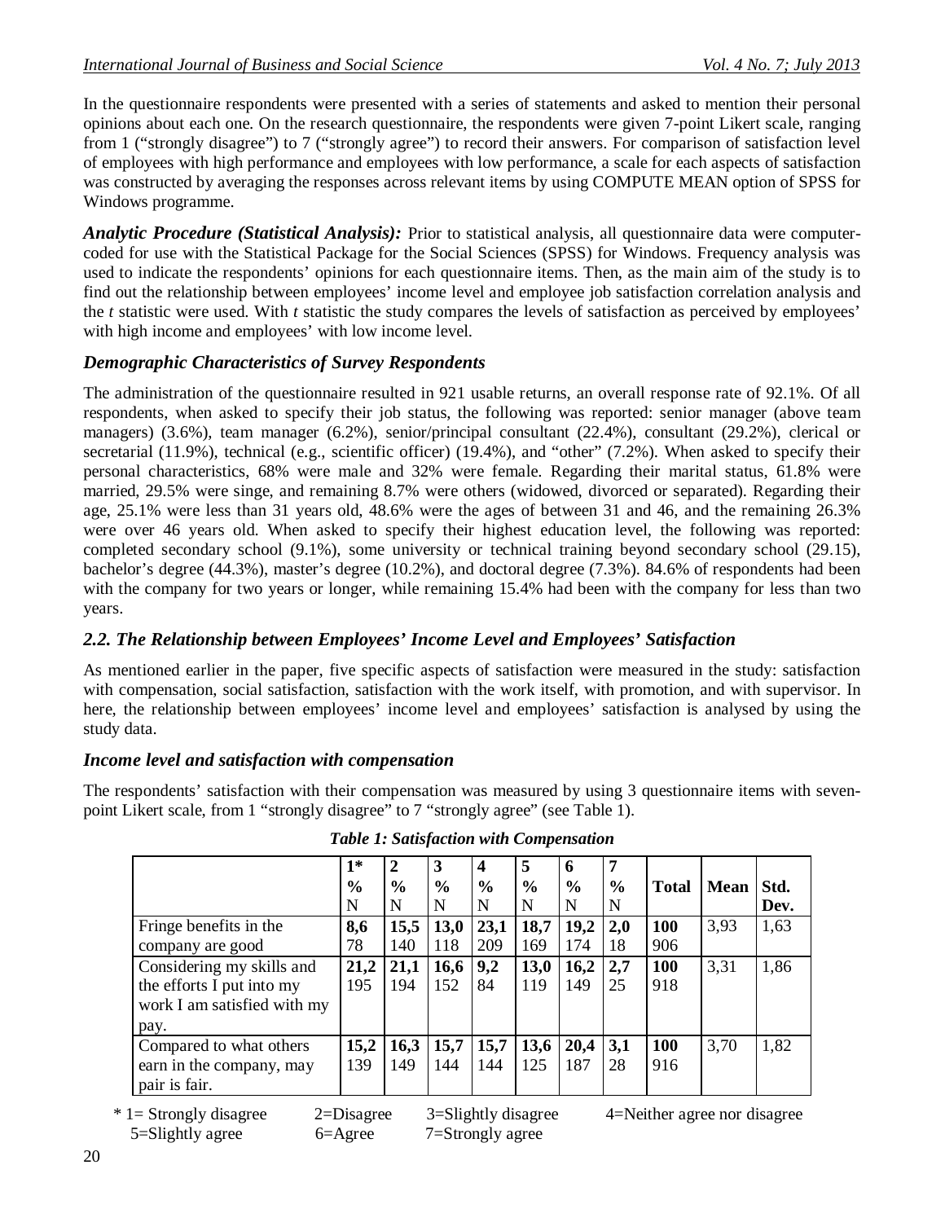In the questionnaire respondents were presented with a series of statements and asked to mention their personal opinions about each one. On the research questionnaire, the respondents were given 7-point Likert scale, ranging from 1 ("strongly disagree") to 7 ("strongly agree") to record their answers. For comparison of satisfaction level of employees with high performance and employees with low performance, a scale for each aspects of satisfaction was constructed by averaging the responses across relevant items by using COMPUTE MEAN option of SPSS for Windows programme.

***Analytic Procedure (Statistical Analysis):*** Prior to statistical analysis, all questionnaire data were computer-coded for use with the Statistical Package for the Social Sciences (SPSS) for Windows. Frequency analysis was used to indicate the respondents' opinions for each questionnaire items. Then, as the main aim of the study is to find out the relationship between employees' income level and employee job satisfaction correlation analysis and the *t* statistic were used. With *t* statistic the study compares the levels of satisfaction as perceived by employees' with high income and employees' with low income level.

### *Demographic Characteristics of Survey Respondents*

The administration of the questionnaire resulted in 921 usable returns, an overall response rate of 92.1%. Of all respondents, when asked to specify their job status, the following was reported: senior manager (above team managers) (3.6%), team manager (6.2%), senior/principal consultant (22.4%), consultant (29.2%), clerical or secretarial (11.9%), technical (e.g., scientific officer) (19.4%), and "other" (7.2%). When asked to specify their personal characteristics, 68% were male and 32% were female. Regarding their marital status, 61.8% were married, 29.5% were singe, and remaining 8.7% were others (widowed, divorced or separated). Regarding their age, 25.1% were less than 31 years old, 48.6% were the ages of between 31 and 46, and the remaining 26.3% were over 46 years old. When asked to specify their highest education level, the following was reported: completed secondary school (9.1%), some university or technical training beyond secondary school (29.15), bachelor's degree (44.3%), master's degree (10.2%), and doctoral degree (7.3%). 84.6% of respondents had been with the company for two years or longer, while remaining 15.4% had been with the company for less than two years.

### *2.2. The Relationship between Employees' Income Level and Employees' Satisfaction*

As mentioned earlier in the paper, five specific aspects of satisfaction were measured in the study: satisfaction with compensation, social satisfaction, satisfaction with the work itself, with promotion, and with supervisor. In here, the relationship between employees' income level and employees' satisfaction is analysed by using the study data.

### *Income level and satisfaction with compensation*

The respondents' satisfaction with their compensation was measured by using 3 questionnaire items with seven-point Likert scale, from 1 "strongly disagree" to 7 "strongly agree" (see Table 1).

***Table 1: Satisfaction with Compensation***

| | 1* % N | 2 % N | 3 % N | 4 % N | 5 % N | 6 % N | 7 % N | Total | Mean | Std. Dev. |
|---|---|---|---|---|---|---|---|---|---|---|
| Fringe benefits in the company are good | **8,6** 78 | **15,5** 140 | **13,0** 118 | **23,1** 209 | **18,7** 169 | **19,2** 174 | **2,0** 18 | **100** 906 | 3,93 | 1,63 |
| Considering my skills and the efforts I put into my work I am satisfied with my pay. | **21,2** 195 | **21,1** 194 | **16,6** 152 | **9,2** 84 | **13,0** 119 | **16,2** 149 | **2,7** 25 | **100** 918 | 3,31 | 1,86 |
| Compared to what others earn in the company, may pair is fair. | **15,2** 139 | **16,3** 149 | **15,7** 144 | **15,7** 144 | **13,6** 125 | **20,4** 187 | **3,1** 28 | **100** 916 | 3,70 | 1,82 |

\* 1= Strongly disagree 2=Disagree 3=Slightly disagree 4=Neither agree nor disagree
5=Slightly agree 6=Agree 7=Strongly agree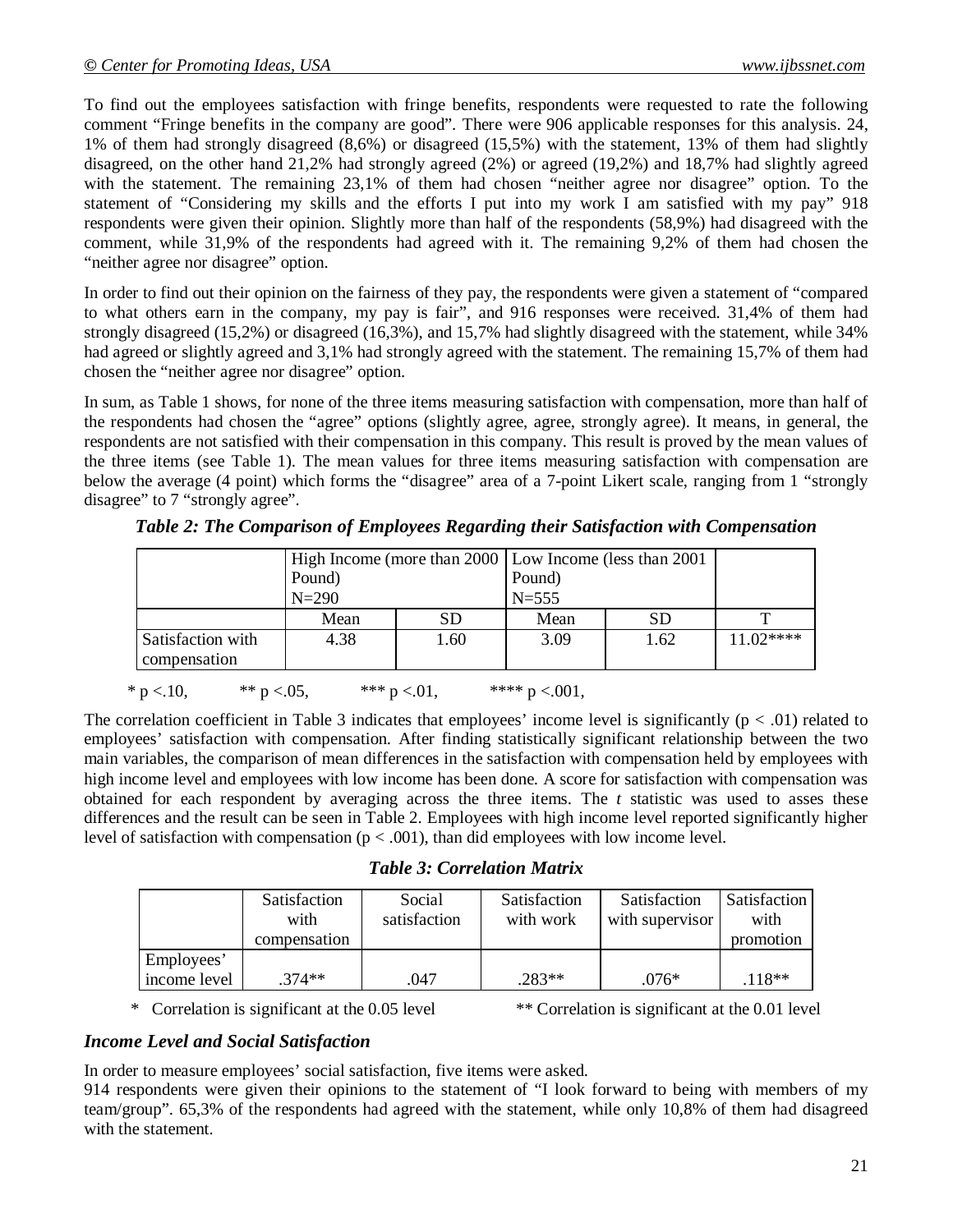To find out the employees satisfaction with fringe benefits, respondents were requested to rate the following comment "Fringe benefits in the company are good". There were 906 applicable responses for this analysis. 24, 1% of them had strongly disagreed (8,6%) or disagreed (15,5%) with the statement, 13% of them had slightly disagreed, on the other hand 21,2% had strongly agreed (2%) or agreed (19,2%) and 18,7% had slightly agreed with the statement. The remaining 23,1% of them had chosen "neither agree nor disagree" option. To the statement of "Considering my skills and the efforts I put into my work I am satisfied with my pay" 918 respondents were given their opinion. Slightly more than half of the respondents (58,9%) had disagreed with the comment, while 31,9% of the respondents had agreed with it. The remaining 9,2% of them had chosen the "neither agree nor disagree" option.

In order to find out their opinion on the fairness of they pay, the respondents were given a statement of "compared to what others earn in the company, my pay is fair", and 916 responses were received. 31,4% of them had strongly disagreed (15,2%) or disagreed (16,3%), and 15,7% had slightly disagreed with the statement, while 34% had agreed or slightly agreed and 3,1% had strongly agreed with the statement. The remaining 15,7% of them had chosen the "neither agree nor disagree" option.

In sum, as Table 1 shows, for none of the three items measuring satisfaction with compensation, more than half of the respondents had chosen the "agree" options (slightly agree, agree, strongly agree). It means, in general, the respondents are not satisfied with their compensation in this company. This result is proved by the mean values of the three items (see Table 1). The mean values for three items measuring satisfaction with compensation are below the average (4 point) which forms the "disagree" area of a 7-point Likert scale, ranging from 1 "strongly disagree" to 7 "strongly agree".

***Table 2: The Comparison of Employees Regarding their Satisfaction with Compensation***

| | High Income (more than 2000 Pound) N=290 | | Low Income (less than 2001 Pound) N=555 | | |
|---|---|---|---|---|---|
| | Mean | SD | Mean | SD | T |
| Satisfaction with compensation | 4.38 | 1.60 | 3.09 | 1.62 | 11.02**** |

* p <.10, ** p <.05, *** p <.01, **** p <.001,

The correlation coefficient in Table 3 indicates that employees' income level is significantly ($p < .01$) related to employees' satisfaction with compensation. After finding statistically significant relationship between the two main variables, the comparison of mean differences in the satisfaction with compensation held by employees with high income level and employees with low income has been done. A score for satisfaction with compensation was obtained for each respondent by averaging across the three items. The *t* statistic was used to asses these differences and the result can be seen in Table 2. Employees with high income level reported significantly higher level of satisfaction with compensation ($p < .001$), than did employees with low income level.

***Table 3: Correlation Matrix***

| | Satisfaction with compensation | Social satisfaction | Satisfaction with work | Satisfaction with supervisor | Satisfaction with promotion |
|---|---|---|---|---|---|
| Employees' income level | .374** | .047 | .283** | .076* | .118** |

\* Correlation is significant at the 0.05 level ** Correlation is significant at the 0.01 level

### *Income Level and Social Satisfaction*

In order to measure employees' social satisfaction, five items were asked.

914 respondents were given their opinions to the statement of "I look forward to being with members of my team/group". 65,3% of the respondents had agreed with the statement, while only 10,8% of them had disagreed with the statement.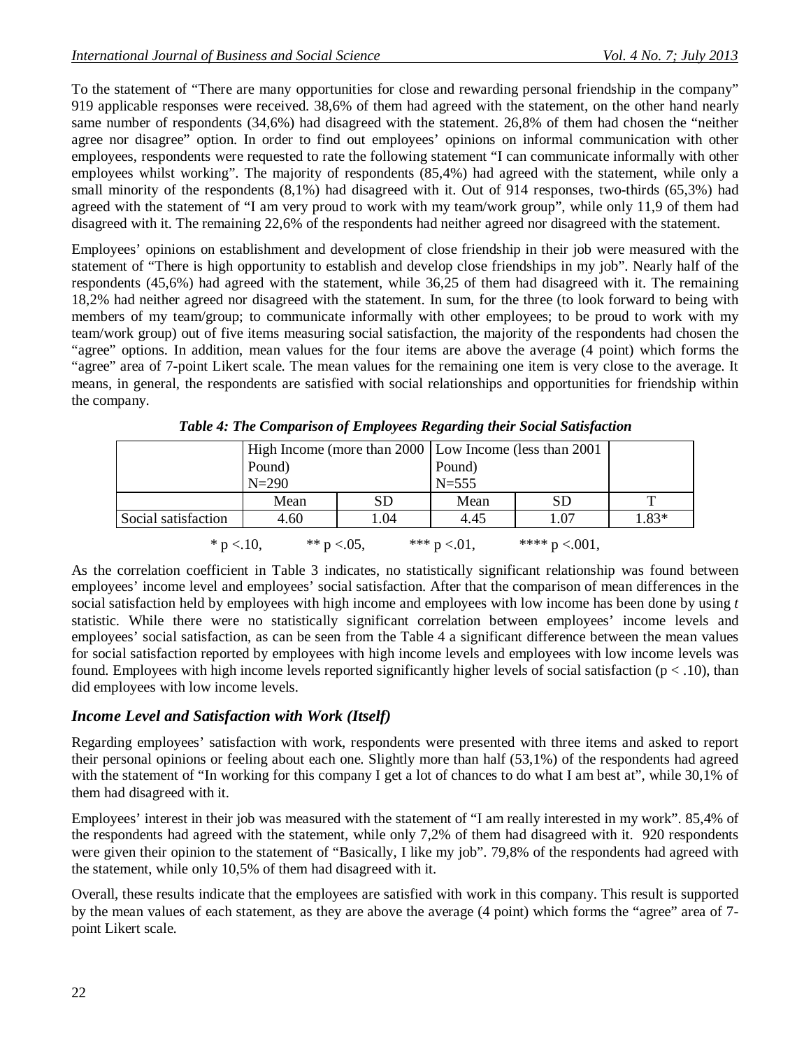To the statement of "There are many opportunities for close and rewarding personal friendship in the company" 919 applicable responses were received. 38,6% of them had agreed with the statement, on the other hand nearly same number of respondents (34,6%) had disagreed with the statement. 26,8% of them had chosen the "neither agree nor disagree" option. In order to find out employees' opinions on informal communication with other employees, respondents were requested to rate the following statement "I can communicate informally with other employees whilst working". The majority of respondents (85,4%) had agreed with the statement, while only a small minority of the respondents (8,1%) had disagreed with it. Out of 914 responses, two-thirds (65,3%) had agreed with the statement of "I am very proud to work with my team/work group", while only 11,9 of them had disagreed with it. The remaining 22,6% of the respondents had neither agreed nor disagreed with the statement.

Employees' opinions on establishment and development of close friendship in their job were measured with the statement of "There is high opportunity to establish and develop close friendships in my job". Nearly half of the respondents (45,6%) had agreed with the statement, while 36,25 of them had disagreed with it. The remaining 18,2% had neither agreed nor disagreed with the statement. In sum, for the three (to look forward to being with members of my team/group; to communicate informally with other employees; to be proud to work with my team/work group) out of five items measuring social satisfaction, the majority of the respondents had chosen the "agree" options. In addition, mean values for the four items are above the average (4 point) which forms the "agree" area of 7-point Likert scale. The mean values for the remaining one item is very close to the average. It means, in general, the respondents are satisfied with social relationships and opportunities for friendship within the company.

***Table 4: The Comparison of Employees Regarding their Social Satisfaction***

| | High Income (more than 2000 Pound) N=290 | | Low Income (less than 2001 Pound) N=555 | | |
|---|---|---|---|---|---|
| | Mean | SD | Mean | SD | T |
| Social satisfaction | 4.60 | 1.04 | 4.45 | 1.07 | 1.83* |

\* $p < .10$, \*\* $p < .05$, \*\*\* $p < .01$, \*\*\*\* $p < .001$,

As the correlation coefficient in Table 3 indicates, no statistically significant relationship was found between employees' income level and employees' social satisfaction. After that the comparison of mean differences in the social satisfaction held by employees with high income and employees with low income has been done by using *t* statistic. While there were no statistically significant correlation between employees' income levels and employees' social satisfaction, as can be seen from the Table 4 a significant difference between the mean values for social satisfaction reported by employees with high income levels and employees with low income levels was found. Employees with high income levels reported significantly higher levels of social satisfaction ($p < .10$), than did employees with low income levels.

## *Income Level and Satisfaction with Work (Itself)*

Regarding employees' satisfaction with work, respondents were presented with three items and asked to report their personal opinions or feeling about each one. Slightly more than half (53,1%) of the respondents had agreed with the statement of "In working for this company I get a lot of chances to do what I am best at", while 30,1% of them had disagreed with it.

Employees' interest in their job was measured with the statement of "I am really interested in my work". 85,4% of the respondents had agreed with the statement, while only 7,2% of them had disagreed with it. 920 respondents were given their opinion to the statement of "Basically, I like my job". 79,8% of the respondents had agreed with the statement, while only 10,5% of them had disagreed with it.

Overall, these results indicate that the employees are satisfied with work in this company. This result is supported by the mean values of each statement, as they are above the average (4 point) which forms the "agree" area of 7-point Likert scale.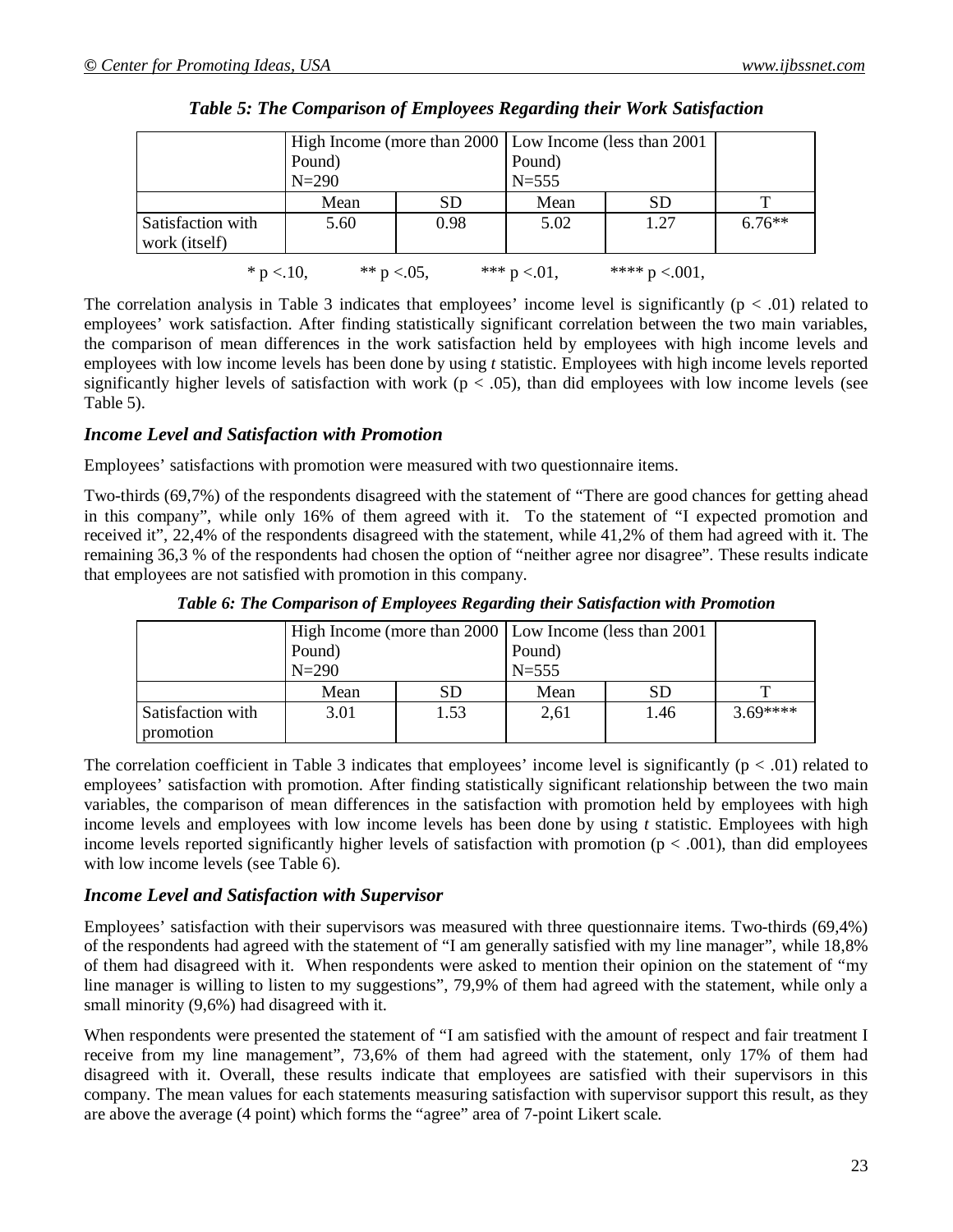*Table 5: The Comparison of Employees Regarding their Work Satisfaction*

| | High Income (more than 2000 Pound) N=290 | | Low Income (less than 2001 Pound) N=555 | | |
|---|---|---|---|---|---|
| | Mean | SD | Mean | SD | T |
| Satisfaction with work (itself) | 5.60 | 0.98 | 5.02 | 1.27 | 6.76** |

* p <.10,  ** p <.05,  *** p <.01,  **** p <.001,

The correlation analysis in Table 3 indicates that employees' income level is significantly ($p < .01$) related to employees' work satisfaction. After finding statistically significant correlation between the two main variables, the comparison of mean differences in the work satisfaction held by employees with high income levels and employees with low income levels has been done by using *t* statistic. Employees with high income levels reported significantly higher levels of satisfaction with work ($p < .05$), than did employees with low income levels (see Table 5).

### *Income Level and Satisfaction with Promotion*

Employees' satisfactions with promotion were measured with two questionnaire items.

Two-thirds (69,7%) of the respondents disagreed with the statement of "There are good chances for getting ahead in this company", while only 16% of them agreed with it. To the statement of "I expected promotion and received it", 22,4% of the respondents disagreed with the statement, while 41,2% of them had agreed with it. The remaining 36,3 % of the respondents had chosen the option of "neither agree nor disagree". These results indicate that employees are not satisfied with promotion in this company.

*Table 6: The Comparison of Employees Regarding their Satisfaction with Promotion*

| | High Income (more than 2000 Pound) N=290 | | Low Income (less than 2001 Pound) N=555 | | |
|---|---|---|---|---|---|
| | Mean | SD | Mean | SD | T |
| Satisfaction with promotion | 3.01 | 1.53 | 2,61 | 1.46 | 3.69**** |

The correlation coefficient in Table 3 indicates that employees' income level is significantly ($p < .01$) related to employees' satisfaction with promotion. After finding statistically significant relationship between the two main variables, the comparison of mean differences in the satisfaction with promotion held by employees with high income levels and employees with low income levels has been done by using *t* statistic. Employees with high income levels reported significantly higher levels of satisfaction with promotion ($p < .001$), than did employees with low income levels (see Table 6).

### *Income Level and Satisfaction with Supervisor*

Employees' satisfaction with their supervisors was measured with three questionnaire items. Two-thirds (69,4%) of the respondents had agreed with the statement of "I am generally satisfied with my line manager", while 18,8% of them had disagreed with it. When respondents were asked to mention their opinion on the statement of "my line manager is willing to listen to my suggestions", 79,9% of them had agreed with the statement, while only a small minority (9,6%) had disagreed with it.

When respondents were presented the statement of "I am satisfied with the amount of respect and fair treatment I receive from my line management", 73,6% of them had agreed with the statement, only 17% of them had disagreed with it. Overall, these results indicate that employees are satisfied with their supervisors in this company. The mean values for each statements measuring satisfaction with supervisor support this result, as they are above the average (4 point) which forms the "agree" area of 7-point Likert scale.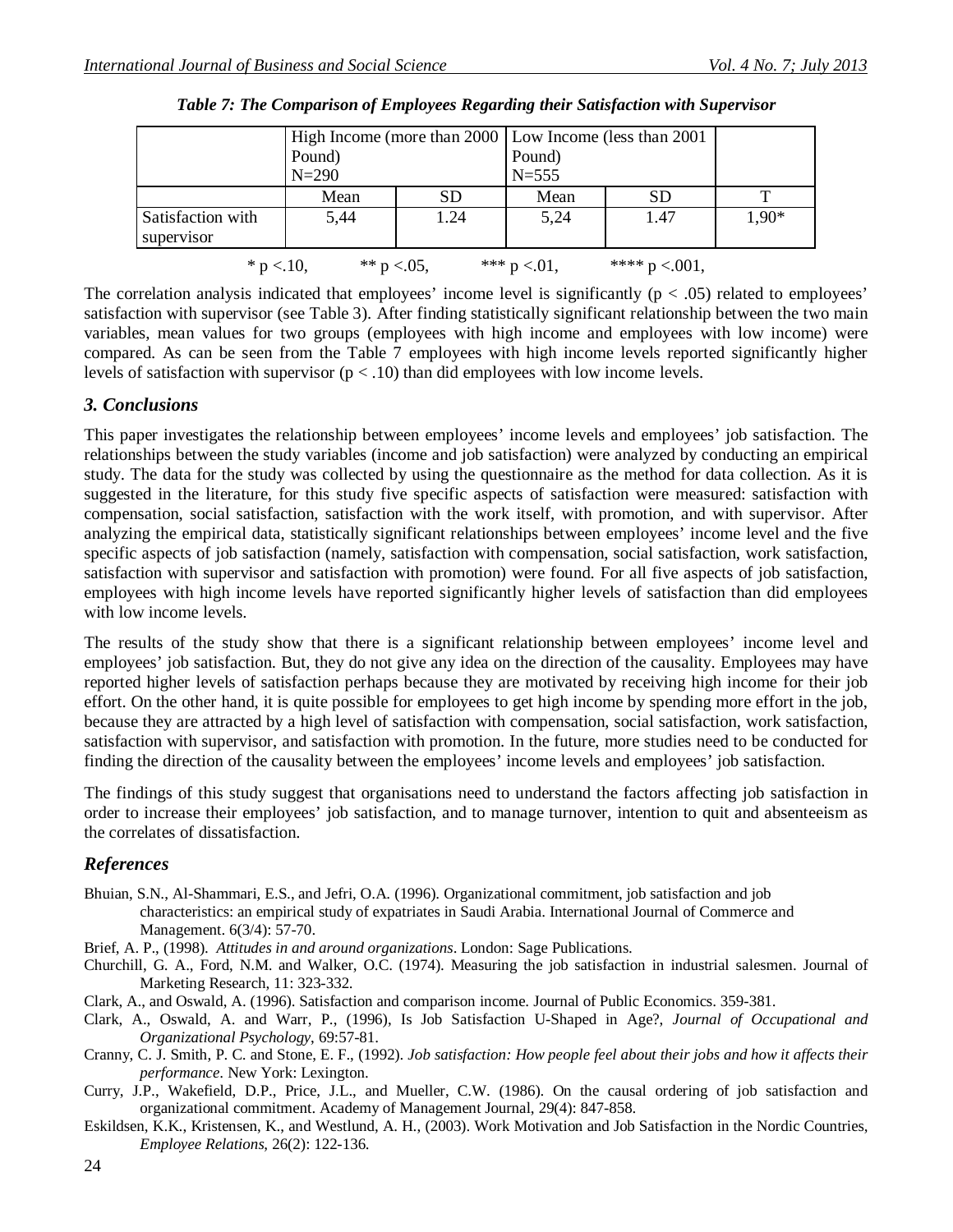*Table 7: The Comparison of Employees Regarding their Satisfaction with Supervisor*

| | High Income (more than 2000 Pound) N=290 | | Low Income (less than 2001 Pound) N=555 | | |
|---|---|---|---|---|---|
| | Mean | SD | Mean | SD | T |
| Satisfaction with supervisor | 5,44 | 1.24 | 5,24 | 1.47 | 1,90* |

* p <.10, ** p <.05, *** p <.01, **** p <.001,

The correlation analysis indicated that employees' income level is significantly ($p < .05$) related to employees' satisfaction with supervisor (see Table 3). After finding statistically significant relationship between the two main variables, mean values for two groups (employees with high income and employees with low income) were compared. As can be seen from the Table 7 employees with high income levels reported significantly higher levels of satisfaction with supervisor ($p < .10$) than did employees with low income levels.

## 3. Conclusions

This paper investigates the relationship between employees' income levels and employees' job satisfaction. The relationships between the study variables (income and job satisfaction) were analyzed by conducting an empirical study. The data for the study was collected by using the questionnaire as the method for data collection. As it is suggested in the literature, for this study five specific aspects of satisfaction were measured: satisfaction with compensation, social satisfaction, satisfaction with the work itself, with promotion, and with supervisor. After analyzing the empirical data, statistically significant relationships between employees' income level and the five specific aspects of job satisfaction (namely, satisfaction with compensation, social satisfaction, work satisfaction, satisfaction with supervisor and satisfaction with promotion) were found. For all five aspects of job satisfaction, employees with high income levels have reported significantly higher levels of satisfaction than did employees with low income levels.

The results of the study show that there is a significant relationship between employees' income level and employees' job satisfaction. But, they do not give any idea on the direction of the causality. Employees may have reported higher levels of satisfaction perhaps because they are motivated by receiving high income for their job effort. On the other hand, it is quite possible for employees to get high income by spending more effort in the job, because they are attracted by a high level of satisfaction with compensation, social satisfaction, work satisfaction, satisfaction with supervisor, and satisfaction with promotion. In the future, more studies need to be conducted for finding the direction of the causality between the employees' income levels and employees' job satisfaction.

The findings of this study suggest that organisations need to understand the factors affecting job satisfaction in order to increase their employees' job satisfaction, and to manage turnover, intention to quit and absenteeism as the correlates of dissatisfaction.

## References

Bhuian, S.N., Al-Shammari, E.S., and Jefri, O.A. (1996). Organizational commitment, job satisfaction and job characteristics: an empirical study of expatriates in Saudi Arabia. International Journal of Commerce and Management. 6(3/4): 57-70.

Brief, A. P., (1998). *Attitudes in and around organizations*. London: Sage Publications.

Churchill, G. A., Ford, N.M. and Walker, O.C. (1974). Measuring the job satisfaction in industrial salesmen. Journal of Marketing Research, 11: 323-332.

Clark, A., and Oswald, A. (1996). Satisfaction and comparison income. Journal of Public Economics. 359-381.

Clark, A., Oswald, A. and Warr, P., (1996), Is Job Satisfaction U-Shaped in Age?, *Journal of Occupational and Organizational Psychology*, 69:57-81.

Cranny, C. J. Smith, P. C. and Stone, E. F., (1992). *Job satisfaction: How people feel about their jobs and how it affects their performance*. New York: Lexington.

Curry, J.P., Wakefield, D.P., Price, J.L., and Mueller, C.W. (1986). On the causal ordering of job satisfaction and organizational commitment. Academy of Management Journal, 29(4): 847-858.

Eskildsen, K.K., Kristensen, K., and Westlund, A. H., (2003). Work Motivation and Job Satisfaction in the Nordic Countries, *Employee Relations*, 26(2): 122-136.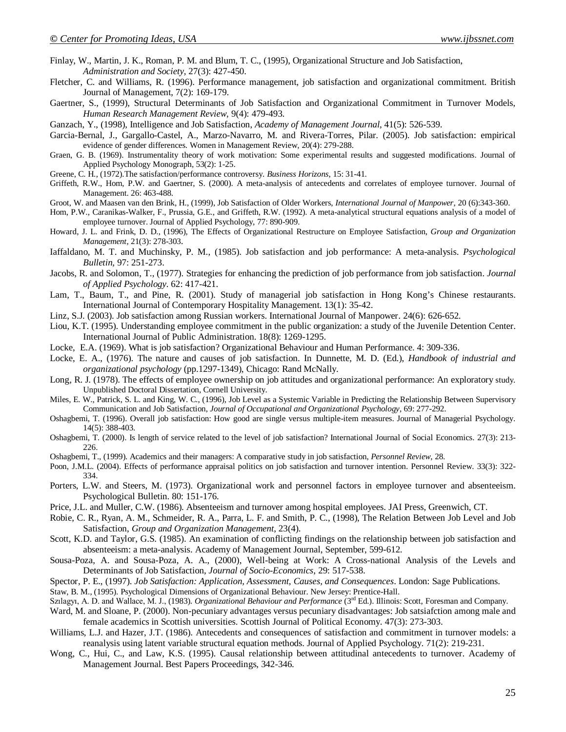Finlay, W., Martin, J. K., Roman, P. M. and Blum, T. C., (1995), Organizational Structure and Job Satisfaction, *Administration and Society*, 27(3): 427-450.

Fletcher, C. and Williams, R. (1996). Performance management, job satisfaction and organizational commitment. British Journal of Management, 7(2): 169-179.

Gaertner, S., (1999), Structural Determinants of Job Satisfaction and Organizational Commitment in Turnover Models, *Human Research Management Review*, 9(4): 479-493.

Ganzach, Y., (1998), Intelligence and Job Satisfaction, *Academy of Management Journal*, 41(5): 526-539.

Garcia-Bernal, J., Gargallo-Castel, A., Marzo-Navarro, M. and Rivera-Torres, Pilar. (2005). Job satisfaction: empirical evidence of gender differences. Women in Management Review, 20(4): 279-288.

Graen, G. B. (1969). Instrumentality theory of work motivation: Some experimental results and suggested modifications. Journal of Applied Psychology Monograph, 53(2): 1-25.

Greene, C. H., (1972).The satisfaction/performance controversy. *Business Horizons*, 15: 31-41.

Griffeth, R.W., Hom, P.W. and Gaertner, S. (2000). A meta-analysis of antecedents and correlates of employee turnover. Journal of Management. 26: 463-488.

Groot, W. and Maasen van den Brink, H., (1999), Job Satisfaction of Older Workers, *International Journal of Manpower*, 20 (6):343-360.

Hom, P.W., Caranikas-Walker, F., Prussia, G.E., and Griffeth, R.W. (1992). A meta-analytical structural equations analysis of a model of employee turnover. Journal of Applied Psychology, 77: 890-909.

Howard, J. L. and Frink, D. D., (1996), The Effects of Organizational Restructure on Employee Satisfaction, *Group and Organization Management*, 21(3): 278-303.

Iaffaldano, M. T. and Muchinsky, P. M., (1985). Job satisfaction and job performance: A meta-analysis. *Psychological Bulletin*, 97: 251-273.

Jacobs, R. and Solomon, T., (1977). Strategies for enhancing the prediction of job performance from job satisfaction. *Journal of Applied Psychology*. 62: 417-421.

Lam, T., Baum, T., and Pine, R. (2001). Study of managerial job satisfaction in Hong Kong's Chinese restaurants. International Journal of Contemporary Hospitality Management. 13(1): 35-42.

Linz, S.J. (2003). Job satisfaction among Russian workers. International Journal of Manpower. 24(6): 626-652.

Liou, K.T. (1995). Understanding employee commitment in the public organization: a study of the Juvenile Detention Center. International Journal of Public Administration. 18(8): 1269-1295.

Locke, E.A. (1969). What is job satisfaction? Organizational Behaviour and Human Performance. 4: 309-336.

Locke, E. A., (1976). The nature and causes of job satisfaction. In Dunnette, M. D. (Ed.), *Handbook of industrial and organizational psychology* (pp.1297-1349), Chicago: Rand McNally.

Long, R. J. (1978). The effects of employee ownership on job attitudes and organizational performance: An exploratory study. Unpublished Doctoral Dissertation, Cornell University.

Miles, E. W., Patrick, S. L. and King, W. C., (1996), Job Level as a Systemic Variable in Predicting the Relationship Between Supervisory Communication and Job Satisfaction, *Journal of Occupational and Organizational Psychology*, 69: 277-292.

Oshagbemi, T. (1996). Overall job satisfaction: How good are single versus multiple-item measures. Journal of Managerial Psychology. 14(5): 388-403.

Oshagbemi, T. (2000). Is length of service related to the level of job satisfaction? International Journal of Social Economics. 27(3): 213-226.

Oshagbemi, T., (1999). Academics and their managers: A comparative study in job satisfaction, *Personnel Review*, 28.

Poon, J.M.L. (2004). Effects of performance appraisal politics on job satisfaction and turnover intention. Personnel Review. 33(3): 322-334.

Porters, L.W. and Steers, M. (1973). Organizational work and personnel factors in employee turnover and absenteeism. Psychological Bulletin. 80: 151-176.

Price, J.L. and Muller, C.W. (1986). Absenteeism and turnover among hospital employees. JAI Press, Greenwich, CT.

Robie, C. R., Ryan, A. M., Schmeider, R. A., Parra, L. F. and Smith, P. C., (1998), The Relation Between Job Level and Job Satisfaction, *Group and Organization Management*, 23(4).

Scott, K.D. and Taylor, G.S. (1985). An examination of conflicting findings on the relationship between job satisfaction and absenteeism: a meta-analysis. Academy of Management Journal, September, 599-612.

Sousa-Poza, A. and Sousa-Poza, A. A., (2000), Well-being at Work: A Cross-national Analysis of the Levels and Determinants of Job Satisfaction, *Journal of Socio-Economics*, 29: 517-538.

Spector, P. E., (1997). *Job Satisfaction: Application, Assessment, Causes, and Consequences*. London: Sage Publications.

Staw, B. M., (1995). Psychological Dimensions of Organizational Behaviour. New Jersey: Prentice-Hall.

Szılagyı, A. D. and Wallace, M. J., (1983). *Organizational Behaviour and Performance* (3rd Ed.). Illinois: Scott, Foresman and Company.

Ward, M. and Sloane, P. (2000). Non-pecuniary advantages versus pecuniary disadvantages: Job satsiafction among male and female academics in Scottish universities. Scottish Journal of Political Economy. 47(3): 273-303.

Williams, L.J. and Hazer, J.T. (1986). Antecedents and consequences of satisfaction and commitment in turnover models: a reanalysis using latent variable structural equation methods. Journal of Applied Psychology. 71(2): 219-231.

Wong, C., Hui, C., and Law, K.S. (1995). Causal relationship between attitudinal antecedents to turnover. Academy of Management Journal. Best Papers Proceedings, 342-346.